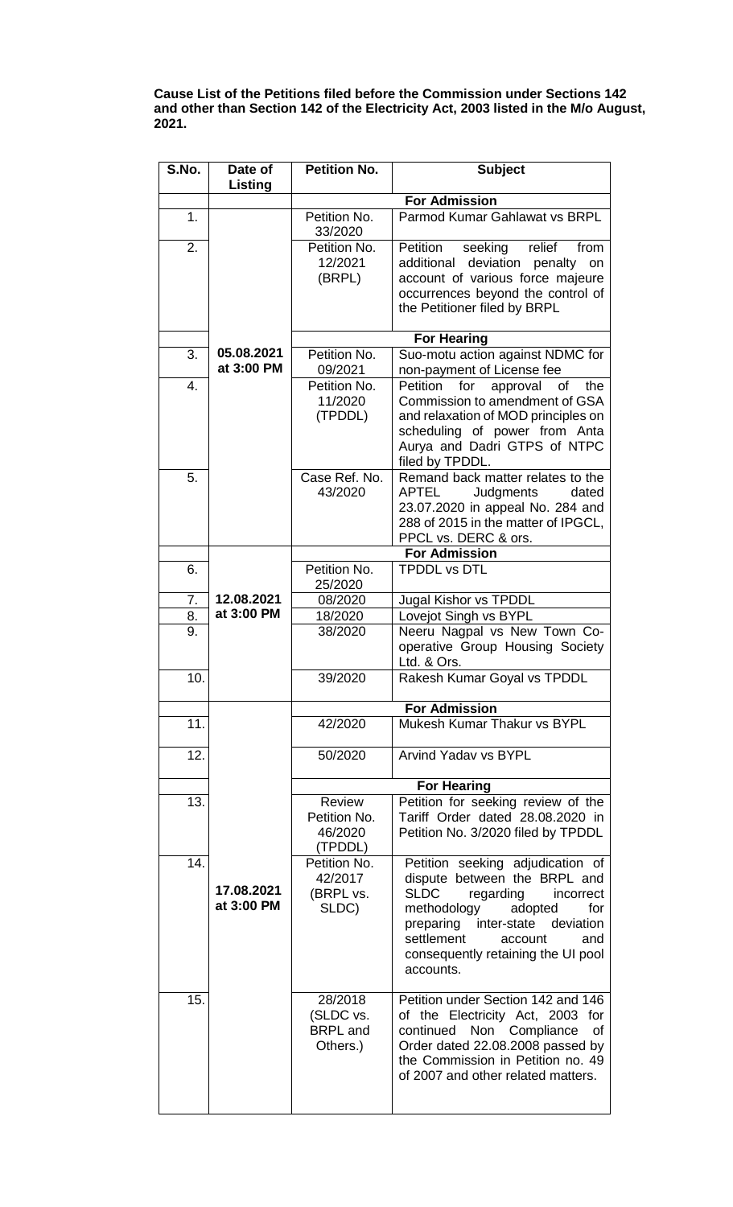**Cause List of the Petitions filed before the Commission under Sections 142 and other than Section 142 of the Electricity Act, 2003 listed in the M/o August, 2021.**

| S.No. | Date of Listing | Petition No. | Subject |
|---|---|---|---|
| | | **For Admission** | |
| 1. | 05.08.2021 at 3:00 PM | Petition No. 33/2020 | Parmod Kumar Gahlawat vs BRPL |
| 2. | | Petition No. 12/2021 (BRPL) | Petition seeking relief from additional deviation penalty on account of various force majeure occurrences beyond the control of the Petitioner filed by BRPL |
| | | **For Hearing** | |
| 3. | | Petition No. 09/2021 | Suo-motu action against NDMC for non-payment of License fee |
| 4. | | Petition No. 11/2020 (TPDDL) | Petition for approval of the Commission to amendment of GSA and relaxation of MOD principles on scheduling of power from Anta Aurya and Dadri GTPS of NTPC filed by TPDDL. |
| 5. | | Case Ref. No. 43/2020 | Remand back matter relates to the APTEL Judgments dated 23.07.2020 in appeal No. 284 and 288 of 2015 in the matter of IPGCL, PPCL vs. DERC & ors. |
| | | **For Admission** | |
| 6. | 12.08.2021 at 3:00 PM | Petition No. 25/2020 | TPDDL vs DTL |
| 7. | | 08/2020 | Jugal Kishor vs TPDDL |
| 8. | | 18/2020 | Lovejot Singh vs BYPL |
| 9. | | 38/2020 | Neeru Nagpal vs New Town Co-operative Group Housing Society Ltd. & Ors. |
| 10. | | 39/2020 | Rakesh Kumar Goyal vs TPDDL |
| | | **For Admission** | |
| 11. | 17.08.2021 at 3:00 PM | 42/2020 | Mukesh Kumar Thakur vs BYPL |
| 12. | | 50/2020 | Arvind Yadav vs BYPL |
| | | **For Hearing** | |
| 13. | | Review Petition No. 46/2020 (TPDDL) | Petition for seeking review of the Tariff Order dated 28.08.2020 in Petition No. 3/2020 filed by TPDDL |
| 14. | | Petition No. 42/2017 (BRPL vs. SLDC) | Petition seeking adjudication of dispute between the BRPL and SLDC regarding incorrect methodology adopted for preparing inter-state deviation settlement account and consequently retaining the UI pool accounts. |
| 15. | | 28/2018 (SLDC vs. BRPL and Others.) | Petition under Section 142 and 146 of the Electricity Act, 2003 for continued Non Compliance of Order dated 22.08.2008 passed by the Commission in Petition no. 49 of 2007 and other related matters. |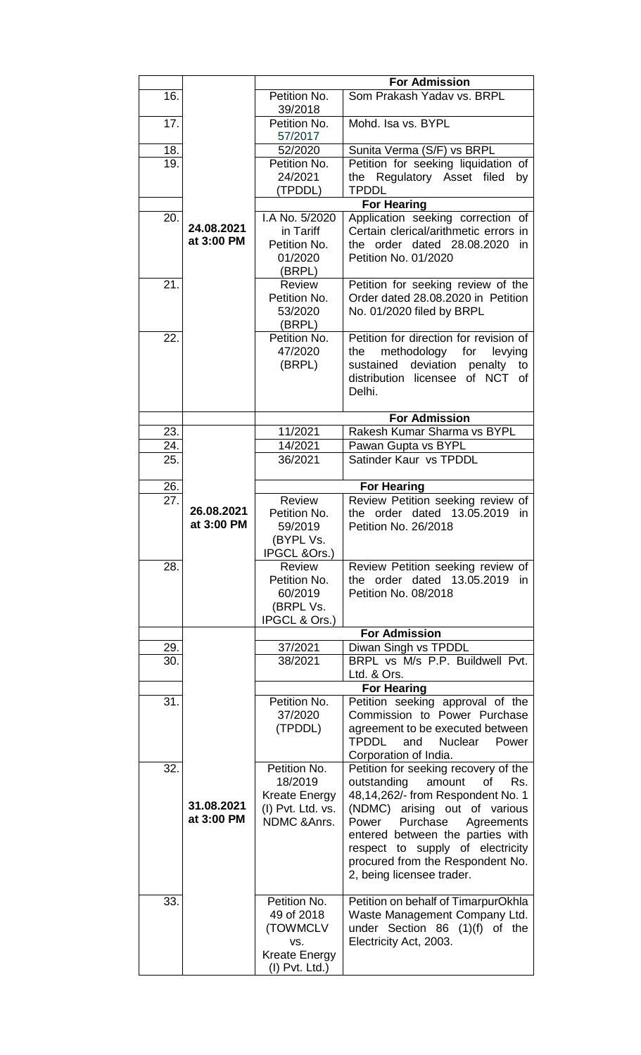| | | | |
|---|---|---|---|
| | | **For Admission** | |
| 16. | 24.08.2021 at 3:00 PM | Petition No. 39/2018 | Som Prakash Yadav vs. BRPL |
| 17. | | Petition No. 57/2017 | Mohd. Isa vs. BYPL |
| 18. | | 52/2020 | Sunita Verma (S/F) vs BRPL |
| 19. | | Petition No. 24/2021 (TPDDL) | Petition for seeking liquidation of the Regulatory Asset filed by TPDDL |
| | | **For Hearing** | |
| 20. | | I.A No. 5/2020 in Tariff Petition No. 01/2020 (BRPL) | Application seeking correction of Certain clerical/arithmetic errors in the order dated 28.08.2020 in Petition No. 01/2020 |
| 21. | | Review Petition No. 53/2020 (BRPL) | Petition for seeking review of the Order dated 28.08.2020 in Petition No. 01/2020 filed by BRPL |
| 22. | | Petition No. 47/2020 (BRPL) | Petition for direction for revision of the methodology for levying sustained deviation penalty to distribution licensee of NCT of Delhi. |
| | | **For Admission** | |
| 23. | 26.08.2021 at 3:00 PM | 11/2021 | Rakesh Kumar Sharma vs BYPL |
| 24. | | 14/2021 | Pawan Gupta vs BYPL |
| 25. | | 36/2021 | Satinder Kaur vs TPDDL |
| 26. | | **For Hearing** | |
| 27. | | Review Petition No. 59/2019 (BYPL Vs. IPGCL &Ors.) | Review Petition seeking review of the order dated 13.05.2019 in Petition No. 26/2018 |
| 28. | | Review Petition No. 60/2019 (BRPL Vs. IPGCL & Ors.) | Review Petition seeking review of the order dated 13.05.2019 in Petition No. 08/2018 |
| | | **For Admission** | |
| 29. | 31.08.2021 at 3:00 PM | 37/2021 | Diwan Singh vs TPDDL |
| 30. | | 38/2021 | BRPL vs M/s P.P. Buildwell Pvt. Ltd. & Ors. |
| | | **For Hearing** | |
| 31. | | Petition No. 37/2020 (TPDDL) | Petition seeking approval of the Commission to Power Purchase agreement to be executed between TPDDL and Nuclear Power Corporation of India. |
| 32. | | Petition No. 18/2019 Kreate Energy (I) Pvt. Ltd. vs. NDMC &Anrs. | Petition for seeking recovery of the outstanding amount of Rs. 48,14,262/- from Respondent No. 1 (NDMC) arising out of various Power Purchase Agreements entered between the parties with respect to supply of electricity procured from the Respondent No. 2, being licensee trader. |
| 33. | | Petition No. 49 of 2018 (TOWMCLV vs. Kreate Energy (I) Pvt. Ltd.) | Petition on behalf of TimarpurOkhla Waste Management Company Ltd. under Section 86 (1)(f) of the Electricity Act, 2003. |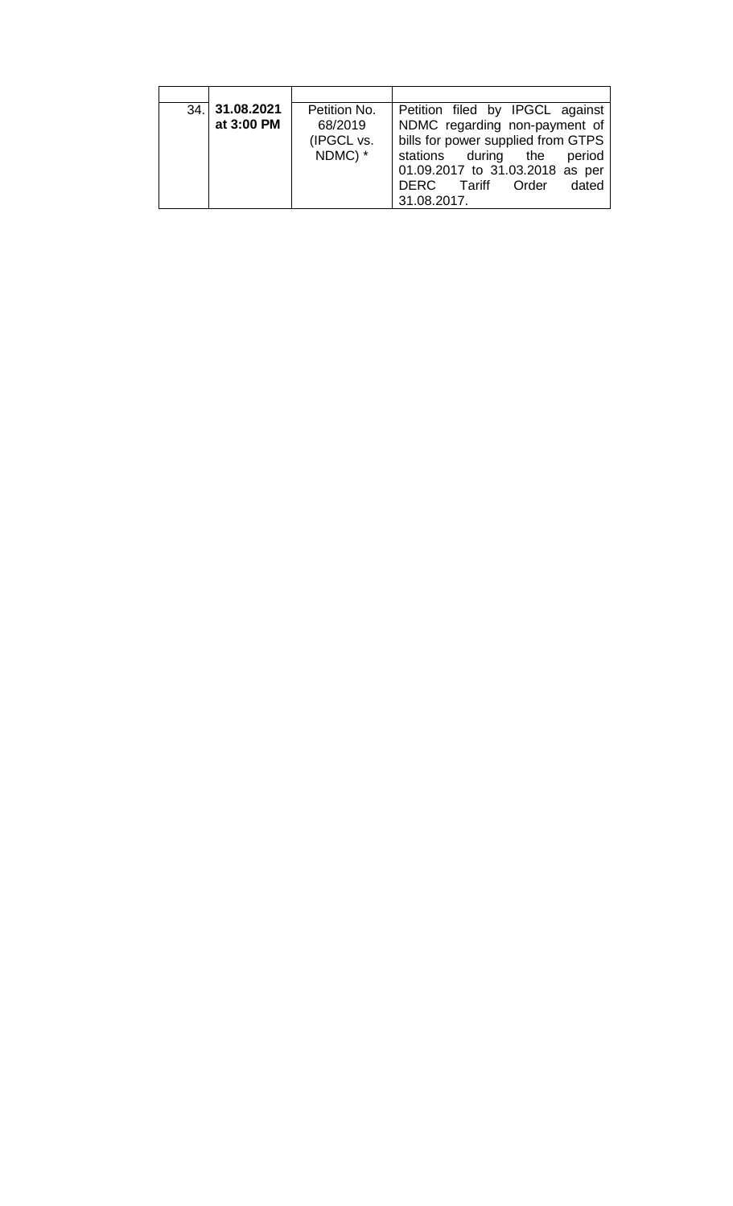| | | | |
|---|---|---|---|
| 34. | **31.08.2021 at 3:00 PM** | Petition No. 68/2019 (IPGCL vs. NDMC) * | Petition filed by IPGCL against NDMC regarding non-payment of bills for power supplied from GTPS stations during the period 01.09.2017 to 31.03.2018 as per DERC Tariff Order dated 31.08.2017. |